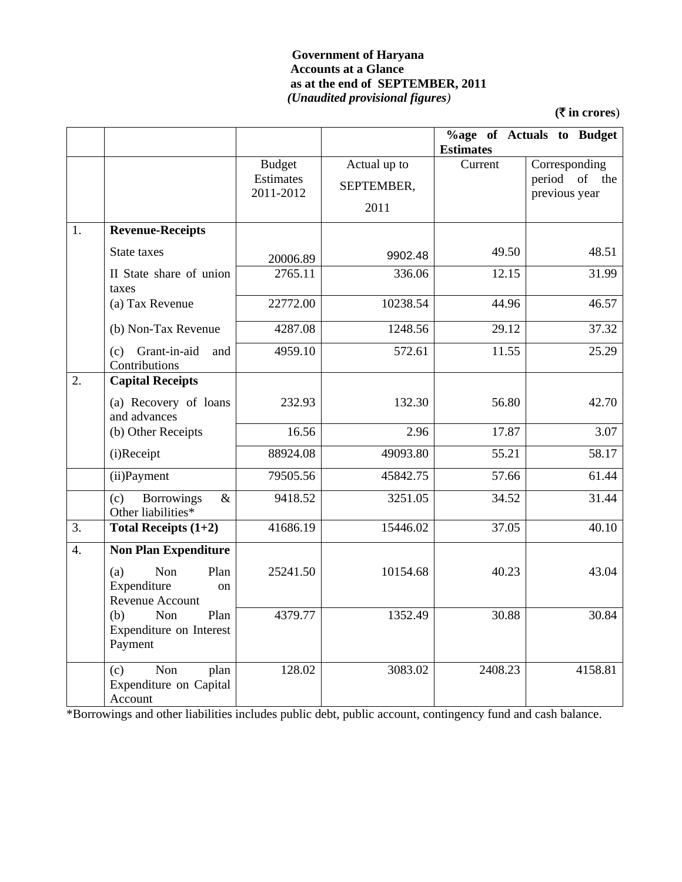**Government of Haryana**
**Accounts at a Glance**
**as at the end of SEPTEMBER, 2011**
***(Unaudited provisional figures)***

**(₹ in crores)**

| | | | | %age of Actuals to Budget Estimates | |
|---|---|---|---|---|---|
| | | Budget Estimates 2011-2012 | Actual up to SEPTEMBER, 2011 | Current | Corresponding period of the previous year |
| 1. | **Revenue-Receipts** | | | | |
| | State taxes | 20006.89 | 9902.48 | 49.50 | 48.51 |
| | II State share of union taxes | 2765.11 | 336.06 | 12.15 | 31.99 |
| | (a) Tax Revenue | 22772.00 | 10238.54 | 44.96 | 46.57 |
| | (b) Non-Tax Revenue | 4287.08 | 1248.56 | 29.12 | 37.32 |
| | (c) Grant-in-aid and Contributions | 4959.10 | 572.61 | 11.55 | 25.29 |
| 2. | **Capital Receipts** | | | | |
| | (a) Recovery of loans and advances | 232.93 | 132.30 | 56.80 | 42.70 |
| | (b) Other Receipts | 16.56 | 2.96 | 17.87 | 3.07 |
| | (i)Receipt | 88924.08 | 49093.80 | 55.21 | 58.17 |
| | (ii)Payment | 79505.56 | 45842.75 | 57.66 | 61.44 |
| | (c) Borrowings & Other liabilities* | 9418.52 | 3251.05 | 34.52 | 31.44 |
| 3. | **Total Receipts (1+2)** | 41686.19 | 15446.02 | 37.05 | 40.10 |
| 4. | **Non Plan Expenditure** | | | | |
| | (a) Non Plan Expenditure on Revenue Account | 25241.50 | 10154.68 | 40.23 | 43.04 |
| | (b) Non Plan Expenditure on Interest Payment | 4379.77 | 1352.49 | 30.88 | 30.84 |
| | (c) Non plan Expenditure on Capital Account | 128.02 | 3083.02 | 2408.23 | 4158.81 |

*Borrowings and other liabilities includes public debt, public account, contingency fund and cash balance.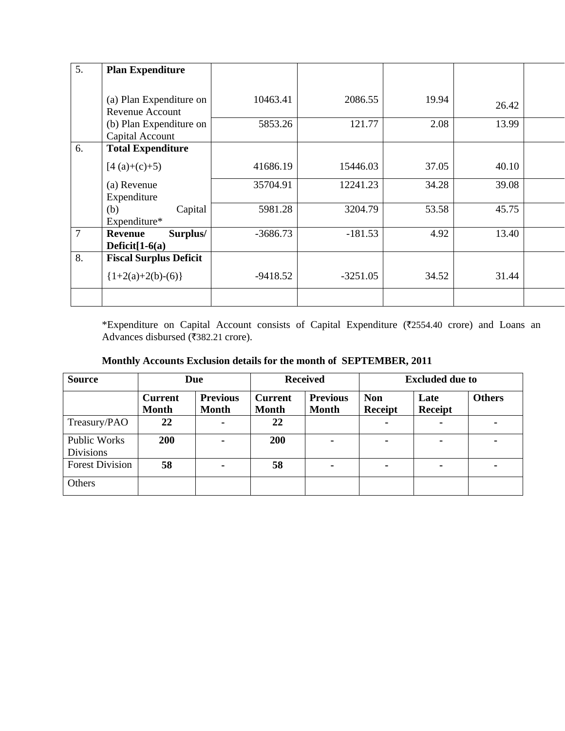| 5. | **Plan Expenditure** | | | | | |
|---|---|---|---|---|---|---|
| | (a) Plan Expenditure on Revenue Account | 10463.41 | 2086.55 | 19.94 | 26.42 | |
| | (b) Plan Expenditure on Capital Account | 5853.26 | 121.77 | 2.08 | 13.99 | |
| 6. | **Total Expenditure** | | | | | |
| | [4 (a)+(c)+5) | 41686.19 | 15446.03 | 37.05 | 40.10 | |
| | (a) Revenue Expenditure | 35704.91 | 12241.23 | 34.28 | 39.08 | |
| | (b) Capital Expenditure* | 5981.28 | 3204.79 | 53.58 | 45.75 | |
| 7 | **Revenue Surplus/ Deficit[1-6(a)** | -3686.73 | -181.53 | 4.92 | 13.40 | |
| 8. | **Fiscal Surplus Deficit** | | | | | |
| | {1+2(a)+2(b)-(6)} | -9418.52 | -3251.05 | 34.52 | 31.44 | |
| | | | | | | |

*Expenditure on Capital Account consists of Capital Expenditure (₹2554.40 crore) and Loans an Advances disbursed (₹382.21 crore).

**Monthly Accounts Exclusion details for the month of SEPTEMBER, 2011**

| **Source** | **Due** | | **Received** | | **Excluded due to** | | |
|---|---|---|---|---|---|---|---|
| | **Current Month** | **Previous Month** | **Current Month** | **Previous Month** | **Non Receipt** | **Late Receipt** | **Others** |
| Treasury/PAO | **22** | **-** | **22** | | **-** | **-** | **-** |
| Public Works Divisions | **200** | **-** | **200** | **-** | **-** | **-** | **-** |
| Forest Division | **58** | **-** | **58** | **-** | **-** | **-** | **-** |
| Others | | | | | | | |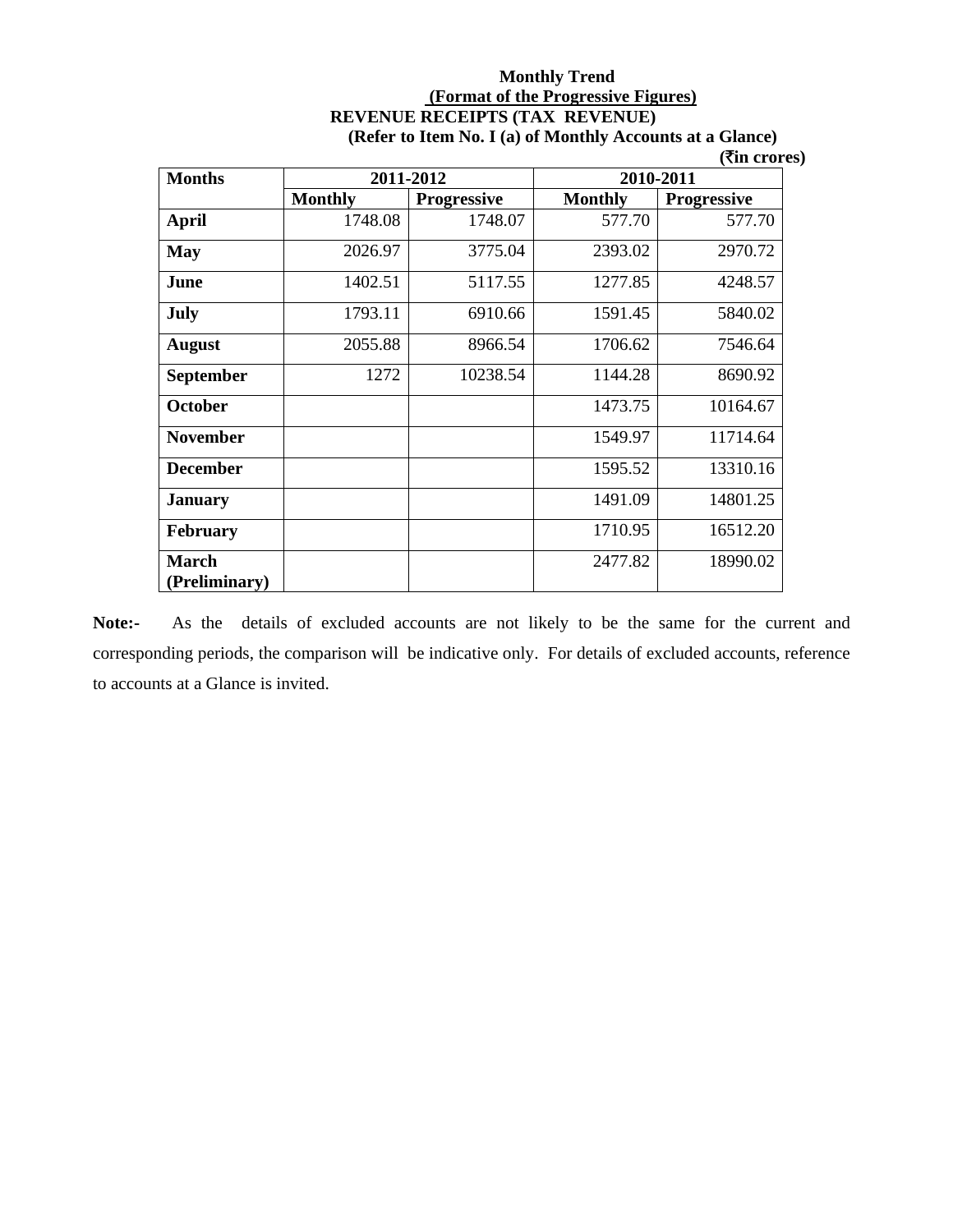**Monthly Trend**

**(Format of the Progressive Figures)**

**REVENUE RECEIPTS (TAX REVENUE)**

**(Refer to Item No. I (a) of Monthly Accounts at a Glance)**

**(₹in crores)**

| Months | 2011-2012 | | 2010-2011 | |
|---|---|---|---|---|
| | Monthly | Progressive | Monthly | Progressive |
| **April** | 1748.08 | 1748.07 | 577.70 | 577.70 |
| **May** | 2026.97 | 3775.04 | 2393.02 | 2970.72 |
| **June** | 1402.51 | 5117.55 | 1277.85 | 4248.57 |
| **July** | 1793.11 | 6910.66 | 1591.45 | 5840.02 |
| **August** | 2055.88 | 8966.54 | 1706.62 | 7546.64 |
| **September** | 1272 | 10238.54 | 1144.28 | 8690.92 |
| **October** | | | 1473.75 | 10164.67 |
| **November** | | | 1549.97 | 11714.64 |
| **December** | | | 1595.52 | 13310.16 |
| **January** | | | 1491.09 | 14801.25 |
| **February** | | | 1710.95 | 16512.20 |
| **March (Preliminary)** | | | 2477.82 | 18990.02 |

**Note:-** As the details of excluded accounts are not likely to be the same for the current and corresponding periods, the comparison will be indicative only. For details of excluded accounts, reference to accounts at a Glance is invited.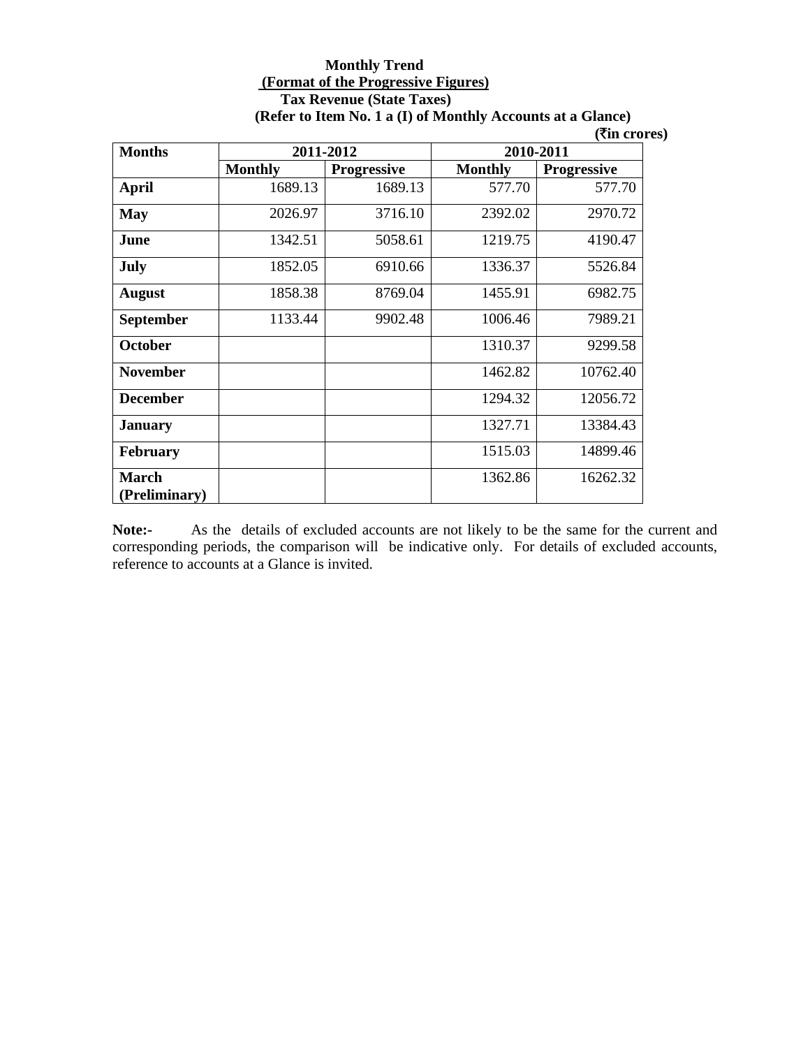**Monthly Trend**

**(Format of the Progressive Figures)**

**Tax Revenue (State Taxes)**

**(Refer to Item No. 1 a (I) of Monthly Accounts at a Glance)**

**(₹in crores)**

| Months | 2011-2012 | | 2010-2011 | |
|---|---|---|---|---|
| | Monthly | Progressive | Monthly | Progressive |
| April | 1689.13 | 1689.13 | 577.70 | 577.70 |
| May | 2026.97 | 3716.10 | 2392.02 | 2970.72 |
| June | 1342.51 | 5058.61 | 1219.75 | 4190.47 |
| July | 1852.05 | 6910.66 | 1336.37 | 5526.84 |
| August | 1858.38 | 8769.04 | 1455.91 | 6982.75 |
| September | 1133.44 | 9902.48 | 1006.46 | 7989.21 |
| October | | | 1310.37 | 9299.58 |
| November | | | 1462.82 | 10762.40 |
| December | | | 1294.32 | 12056.72 |
| January | | | 1327.71 | 13384.43 |
| February | | | 1515.03 | 14899.46 |
| March (Preliminary) | | | 1362.86 | 16262.32 |

**Note:-** As the details of excluded accounts are not likely to be the same for the current and corresponding periods, the comparison will be indicative only. For details of excluded accounts, reference to accounts at a Glance is invited.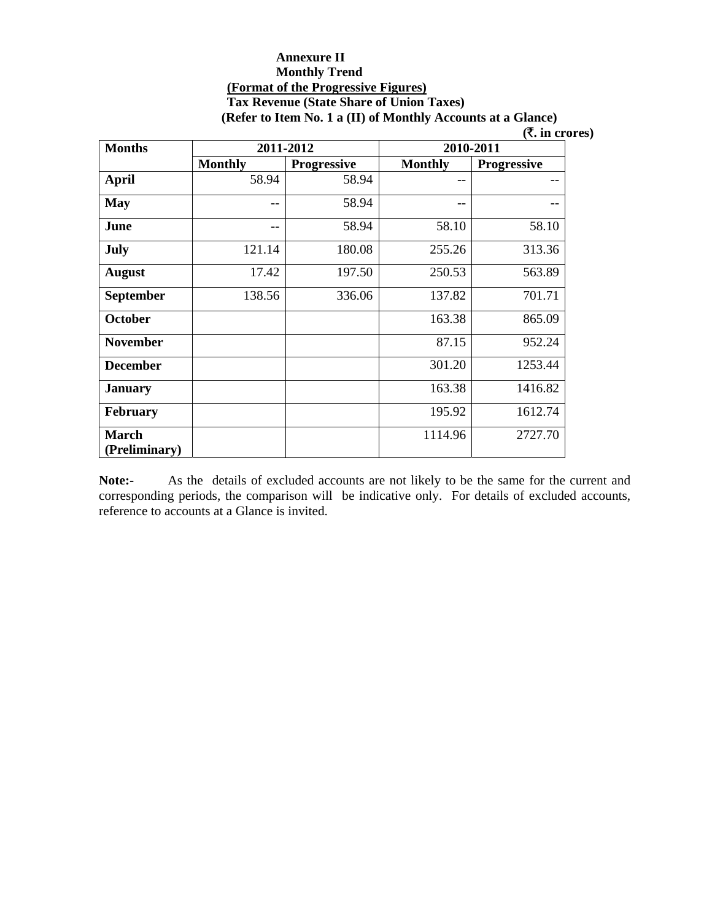**Annexure II**

**Monthly Trend**

**(Format of the Progressive Figures)**

**Tax Revenue (State Share of Union Taxes)**

**(Refer to Item No. 1 a (II) of Monthly Accounts at a Glance)**

**(₹. in crores)**

| Months | 2011-2012 | | 2010-2011 | |
|---|---|---|---|---|
| | Monthly | Progressive | Monthly | Progressive |
| **April** | 58.94 | 58.94 | -- | -- |
| **May** | -- | 58.94 | -- | -- |
| **June** | -- | 58.94 | 58.10 | 58.10 |
| **July** | 121.14 | 180.08 | 255.26 | 313.36 |
| **August** | 17.42 | 197.50 | 250.53 | 563.89 |
| **September** | 138.56 | 336.06 | 137.82 | 701.71 |
| **October** | | | 163.38 | 865.09 |
| **November** | | | 87.15 | 952.24 |
| **December** | | | 301.20 | 1253.44 |
| **January** | | | 163.38 | 1416.82 |
| **February** | | | 195.92 | 1612.74 |
| **March (Preliminary)** | | | 1114.96 | 2727.70 |

**Note:-** As the details of excluded accounts are not likely to be the same for the current and corresponding periods, the comparison will be indicative only. For details of excluded accounts, reference to accounts at a Glance is invited.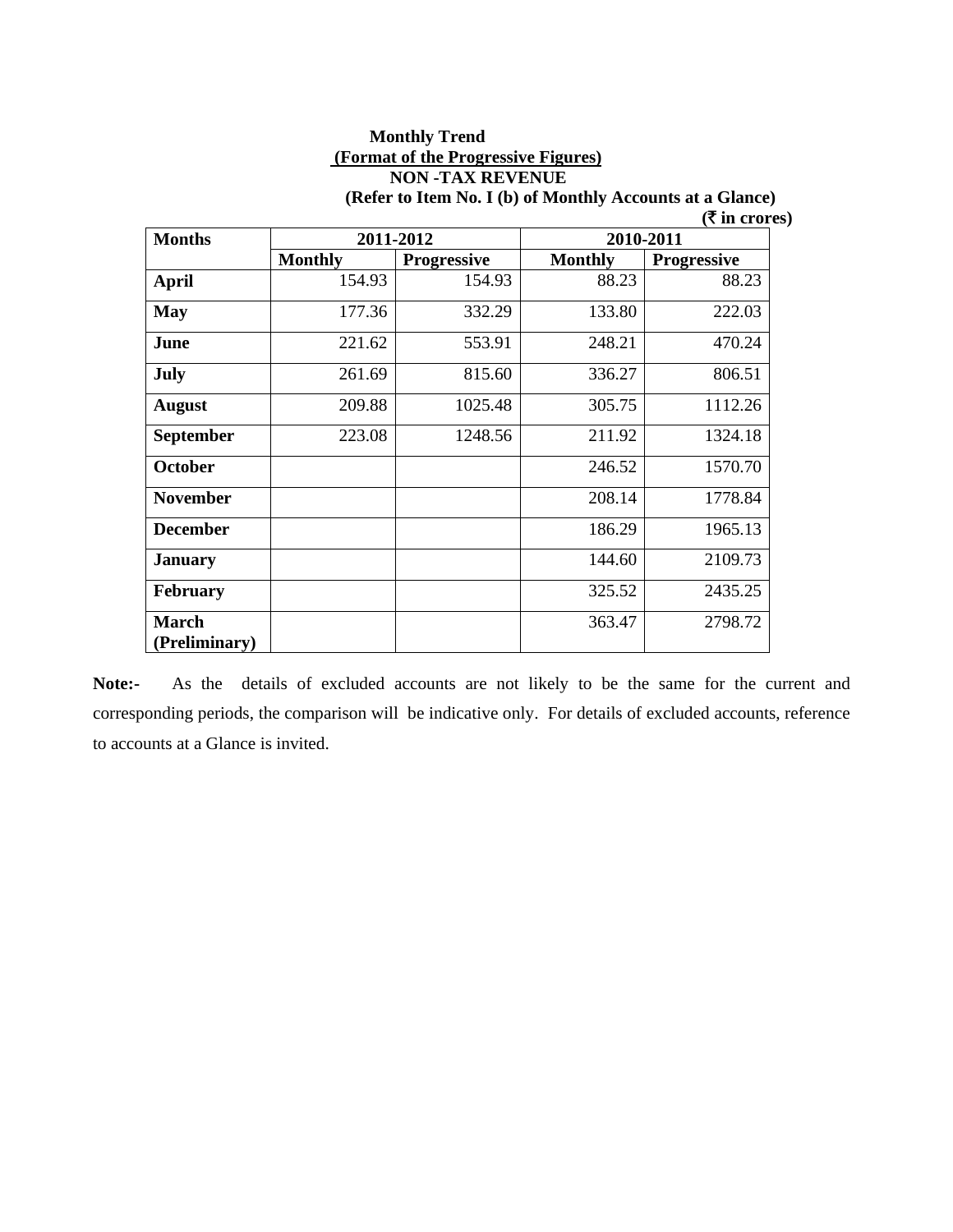**Monthly Trend**

**(Format of the Progressive Figures)**

**NON -TAX REVENUE**

**(Refer to Item No. I (b) of Monthly Accounts at a Glance)**

**(₹ in crores)**

| Months | 2011-2012 | | 2010-2011 | |
|---|---|---|---|---|
| | Monthly | Progressive | Monthly | Progressive |
| **April** | 154.93 | 154.93 | 88.23 | 88.23 |
| **May** | 177.36 | 332.29 | 133.80 | 222.03 |
| **June** | 221.62 | 553.91 | 248.21 | 470.24 |
| **July** | 261.69 | 815.60 | 336.27 | 806.51 |
| **August** | 209.88 | 1025.48 | 305.75 | 1112.26 |
| **September** | 223.08 | 1248.56 | 211.92 | 1324.18 |
| **October** | | | 246.52 | 1570.70 |
| **November** | | | 208.14 | 1778.84 |
| **December** | | | 186.29 | 1965.13 |
| **January** | | | 144.60 | 2109.73 |
| **February** | | | 325.52 | 2435.25 |
| **March (Preliminary)** | | | 363.47 | 2798.72 |

**Note:-** As the details of excluded accounts are not likely to be the same for the current and corresponding periods, the comparison will be indicative only. For details of excluded accounts, reference to accounts at a Glance is invited.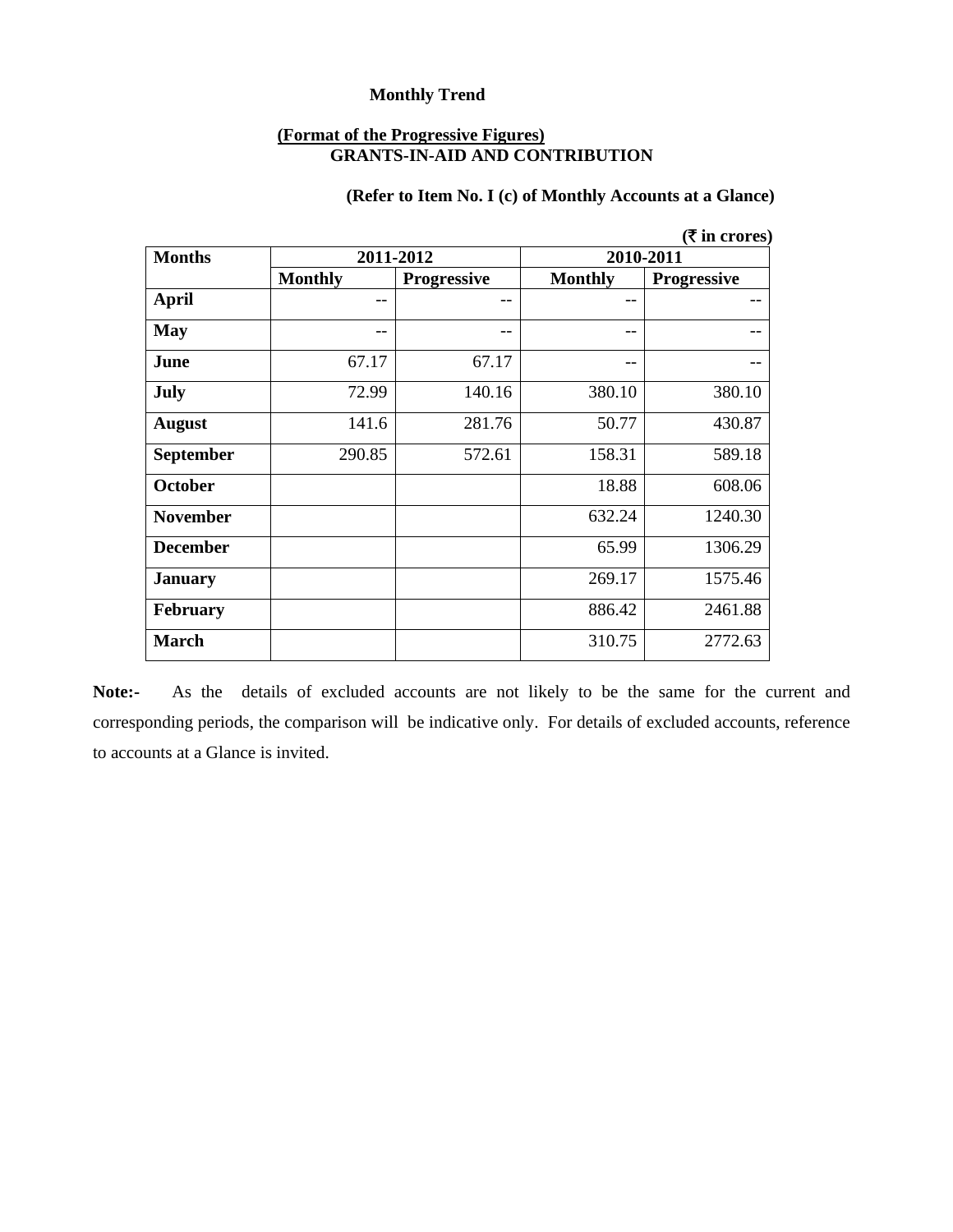**Monthly Trend**

**(Format of the Progressive Figures)**
**GRANTS-IN-AID AND CONTRIBUTION**

**(Refer to Item No. I (c) of Monthly Accounts at a Glance)**

**(₹ in crores)**

| Months | 2011-2012 | | 2010-2011 | |
|---|---|---|---|---|
| | Monthly | Progressive | Monthly | Progressive |
| April | -- | -- | -- | -- |
| May | -- | -- | -- | -- |
| June | 67.17 | 67.17 | -- | -- |
| July | 72.99 | 140.16 | 380.10 | 380.10 |
| August | 141.6 | 281.76 | 50.77 | 430.87 |
| September | 290.85 | 572.61 | 158.31 | 589.18 |
| October | | | 18.88 | 608.06 |
| November | | | 632.24 | 1240.30 |
| December | | | 65.99 | 1306.29 |
| January | | | 269.17 | 1575.46 |
| February | | | 886.42 | 2461.88 |
| March | | | 310.75 | 2772.63 |

**Note:-** As the details of excluded accounts are not likely to be the same for the current and corresponding periods, the comparison will be indicative only. For details of excluded accounts, reference to accounts at a Glance is invited.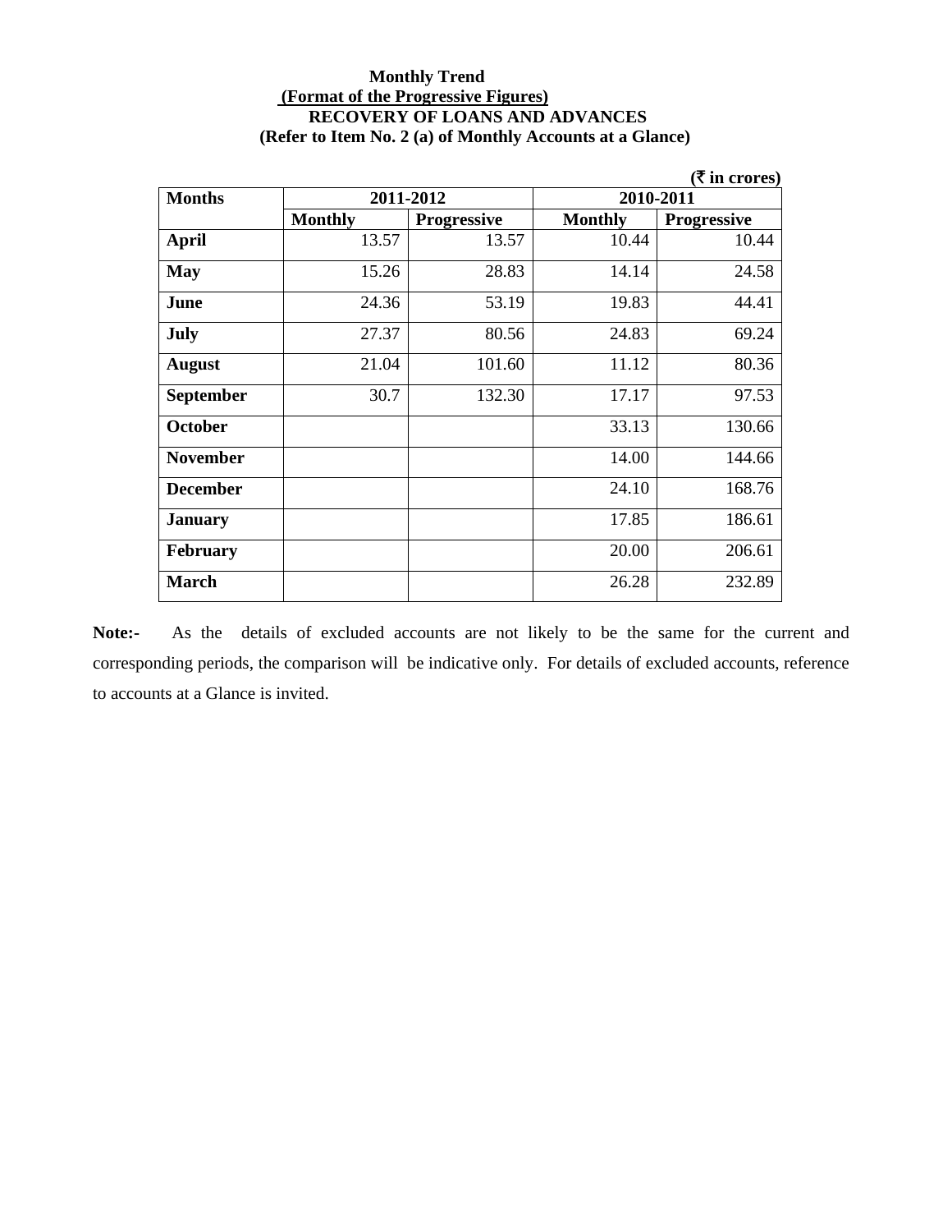**Monthly Trend**

**(Format of the Progressive Figures)**

**RECOVERY OF LOANS AND ADVANCES**

**(Refer to Item No. 2 (a) of Monthly Accounts at a Glance)**

**(₹ in crores)**

| **Months** | **2011-2012** | | **2010-2011** | |
|---|---|---|---|---|
| | **Monthly** | **Progressive** | **Monthly** | **Progressive** |
| **April** | 13.57 | 13.57 | 10.44 | 10.44 |
| **May** | 15.26 | 28.83 | 14.14 | 24.58 |
| **June** | 24.36 | 53.19 | 19.83 | 44.41 |
| **July** | 27.37 | 80.56 | 24.83 | 69.24 |
| **August** | 21.04 | 101.60 | 11.12 | 80.36 |
| **September** | 30.7 | 132.30 | 17.17 | 97.53 |
| **October** | | | 33.13 | 130.66 |
| **November** | | | 14.00 | 144.66 |
| **December** | | | 24.10 | 168.76 |
| **January** | | | 17.85 | 186.61 |
| **February** | | | 20.00 | 206.61 |
| **March** | | | 26.28 | 232.89 |

**Note:-** As the details of excluded accounts are not likely to be the same for the current and corresponding periods, the comparison will be indicative only. For details of excluded accounts, reference to accounts at a Glance is invited.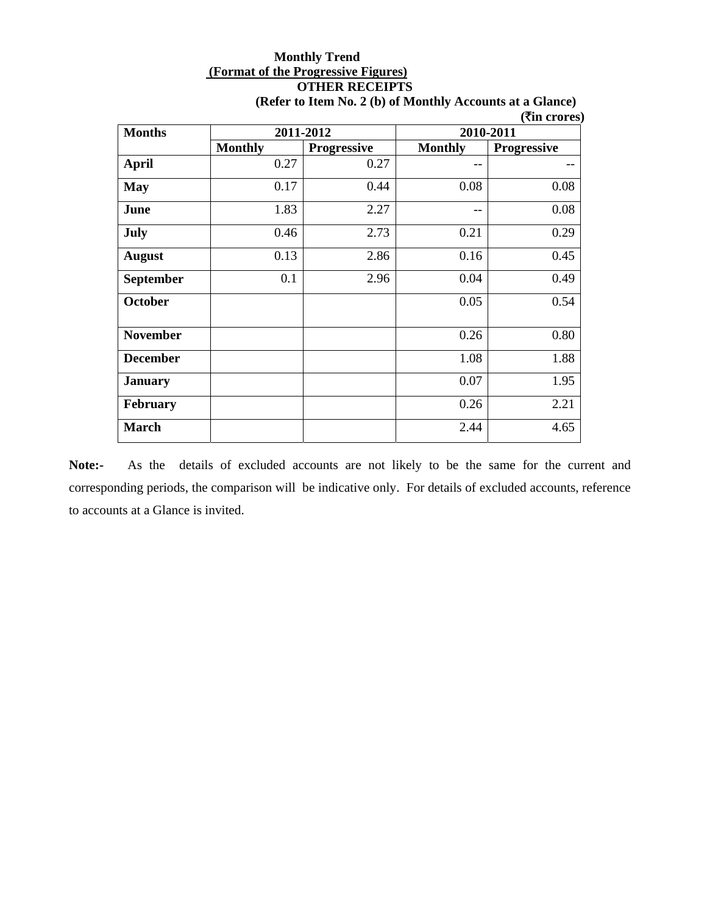**Monthly Trend**

**(Format of the Progressive Figures)**

**OTHER RECEIPTS**

**(Refer to Item No. 2 (b) of Monthly Accounts at a Glance)**

**(₹in crores)**

| Months | 2011-2012 | | 2010-2011 | |
|---|---|---|---|---|
| | Monthly | Progressive | Monthly | Progressive |
| **April** | 0.27 | 0.27 | -- | -- |
| **May** | 0.17 | 0.44 | 0.08 | 0.08 |
| **June** | 1.83 | 2.27 | -- | 0.08 |
| **July** | 0.46 | 2.73 | 0.21 | 0.29 |
| **August** | 0.13 | 2.86 | 0.16 | 0.45 |
| **September** | 0.1 | 2.96 | 0.04 | 0.49 |
| **October** | | | 0.05 | 0.54 |
| **November** | | | 0.26 | 0.80 |
| **December** | | | 1.08 | 1.88 |
| **January** | | | 0.07 | 1.95 |
| **February** | | | 0.26 | 2.21 |
| **March** | | | 2.44 | 4.65 |

**Note:-** As the details of excluded accounts are not likely to be the same for the current and corresponding periods, the comparison will be indicative only. For details of excluded accounts, reference to accounts at a Glance is invited.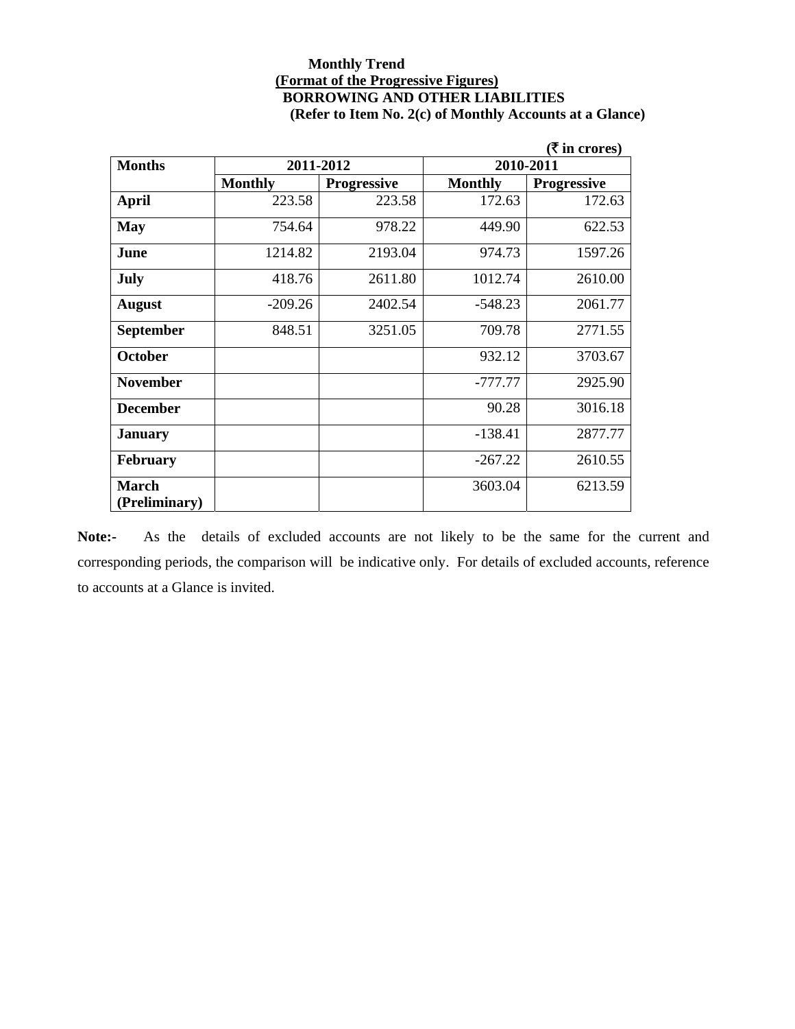**Monthly Trend**

**(Format of the Progressive Figures)**

**BORROWING AND OTHER LIABILITIES**

**(Refer to Item No. 2(c) of Monthly Accounts at a Glance)**

**(₹ in crores)**

| Months | 2011-2012 | | 2010-2011 | |
|---|---|---|---|---|
| | Monthly | Progressive | Monthly | Progressive |
| **April** | 223.58 | 223.58 | 172.63 | 172.63 |
| **May** | 754.64 | 978.22 | 449.90 | 622.53 |
| **June** | 1214.82 | 2193.04 | 974.73 | 1597.26 |
| **July** | 418.76 | 2611.80 | 1012.74 | 2610.00 |
| **August** | -209.26 | 2402.54 | -548.23 | 2061.77 |
| **September** | 848.51 | 3251.05 | 709.78 | 2771.55 |
| **October** | | | 932.12 | 3703.67 |
| **November** | | | -777.77 | 2925.90 |
| **December** | | | 90.28 | 3016.18 |
| **January** | | | -138.41 | 2877.77 |
| **February** | | | -267.22 | 2610.55 |
| **March (Preliminary)** | | | 3603.04 | 6213.59 |

**Note:-** As the details of excluded accounts are not likely to be the same for the current and corresponding periods, the comparison will be indicative only. For details of excluded accounts, reference to accounts at a Glance is invited.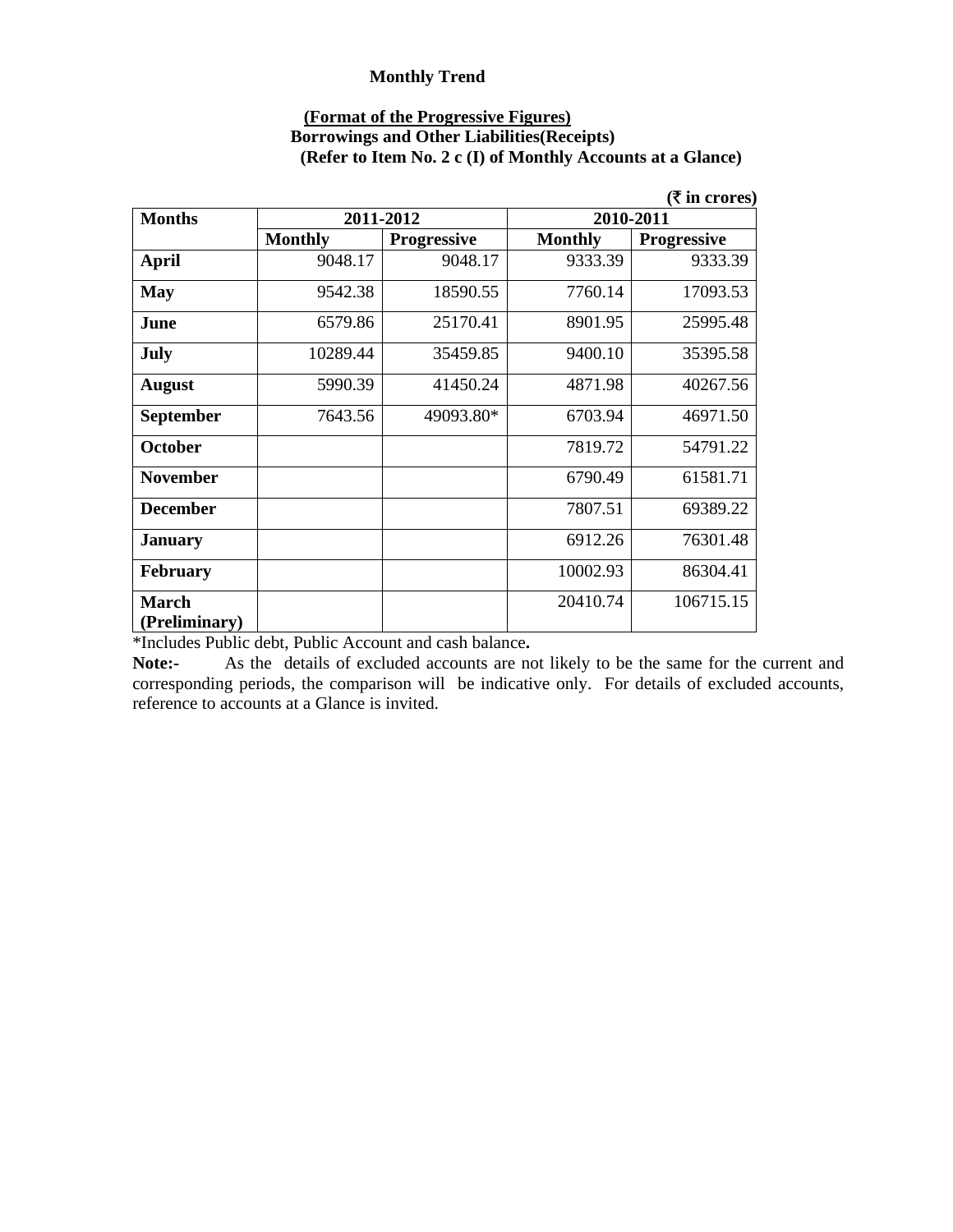**Monthly Trend**

**(Format of the Progressive Figures)**
**Borrowings and Other Liabilities(Receipts)**
**(Refer to Item No. 2 c (I) of Monthly Accounts at a Glance)**

**(₹ in crores)**

| Months | 2011-2012 | | 2010-2011 | |
|---|---|---|---|---|
| | Monthly | Progressive | Monthly | Progressive |
| **April** | 9048.17 | 9048.17 | 9333.39 | 9333.39 |
| **May** | 9542.38 | 18590.55 | 7760.14 | 17093.53 |
| **June** | 6579.86 | 25170.41 | 8901.95 | 25995.48 |
| **July** | 10289.44 | 35459.85 | 9400.10 | 35395.58 |
| **August** | 5990.39 | 41450.24 | 4871.98 | 40267.56 |
| **September** | 7643.56 | 49093.80* | 6703.94 | 46971.50 |
| **October** | | | 7819.72 | 54791.22 |
| **November** | | | 6790.49 | 61581.71 |
| **December** | | | 7807.51 | 69389.22 |
| **January** | | | 6912.26 | 76301.48 |
| **February** | | | 10002.93 | 86304.41 |
| **March (Preliminary)** | | | 20410.74 | 106715.15 |

*Includes Public debt, Public Account and cash balance**.**

**Note:-** As the details of excluded accounts are not likely to be the same for the current and corresponding periods, the comparison will be indicative only. For details of excluded accounts, reference to accounts at a Glance is invited.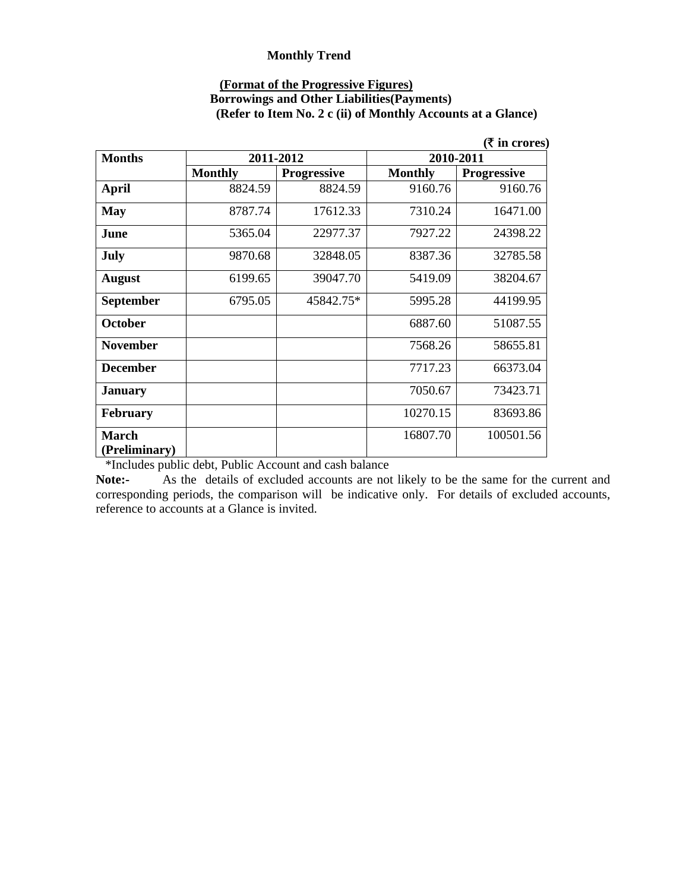**Monthly Trend**

**(Format of the Progressive Figures)**
**Borrowings and Other Liabilities(Payments)**
**(Refer to Item No. 2 c (ii) of Monthly Accounts at a Glance)**

**(₹ in crores)**

| Months | 2011-2012 | | 2010-2011 | |
|---|---|---|---|---|
| | Monthly | Progressive | Monthly | Progressive |
| **April** | 8824.59 | 8824.59 | 9160.76 | 9160.76 |
| **May** | 8787.74 | 17612.33 | 7310.24 | 16471.00 |
| **June** | 5365.04 | 22977.37 | 7927.22 | 24398.22 |
| **July** | 9870.68 | 32848.05 | 8387.36 | 32785.58 |
| **August** | 6199.65 | 39047.70 | 5419.09 | 38204.67 |
| **September** | 6795.05 | 45842.75* | 5995.28 | 44199.95 |
| **October** | | | 6887.60 | 51087.55 |
| **November** | | | 7568.26 | 58655.81 |
| **December** | | | 7717.23 | 66373.04 |
| **January** | | | 7050.67 | 73423.71 |
| **February** | | | 10270.15 | 83693.86 |
| **March (Preliminary)** | | | 16807.70 | 100501.56 |

*Includes public debt, Public Account and cash balance

**Note:-** As the details of excluded accounts are not likely to be the same for the current and corresponding periods, the comparison will be indicative only. For details of excluded accounts, reference to accounts at a Glance is invited.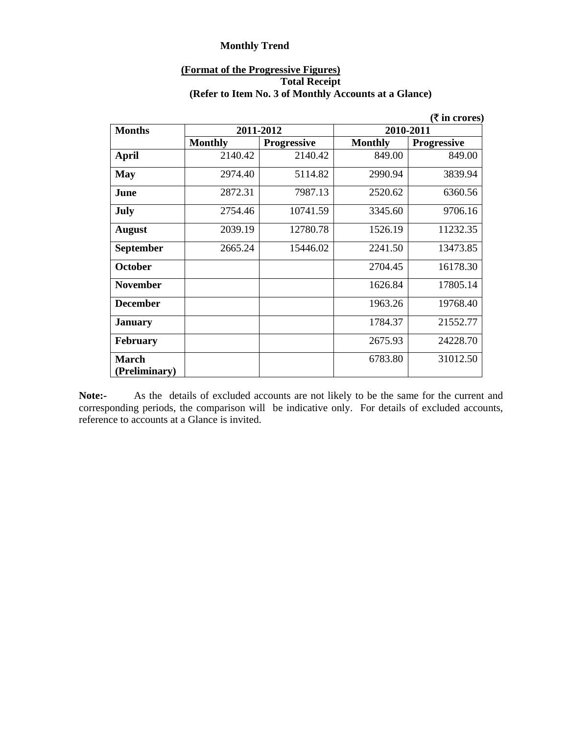**Monthly Trend**

**(Format of the Progressive Figures)**
**Total Receipt**
**(Refer to Item No. 3 of Monthly Accounts at a Glance)**

**(₹ in crores)**

| Months | 2011-2012 | | 2010-2011 | |
|---|---|---|---|---|
| | Monthly | Progressive | Monthly | Progressive |
| **April** | 2140.42 | 2140.42 | 849.00 | 849.00 |
| **May** | 2974.40 | 5114.82 | 2990.94 | 3839.94 |
| **June** | 2872.31 | 7987.13 | 2520.62 | 6360.56 |
| **July** | 2754.46 | 10741.59 | 3345.60 | 9706.16 |
| **August** | 2039.19 | 12780.78 | 1526.19 | 11232.35 |
| **September** | 2665.24 | 15446.02 | 2241.50 | 13473.85 |
| **October** | | | 2704.45 | 16178.30 |
| **November** | | | 1626.84 | 17805.14 |
| **December** | | | 1963.26 | 19768.40 |
| **January** | | | 1784.37 | 21552.77 |
| **February** | | | 2675.93 | 24228.70 |
| **March (Preliminary)** | | | 6783.80 | 31012.50 |

**Note:-** As the details of excluded accounts are not likely to be the same for the current and corresponding periods, the comparison will be indicative only. For details of excluded accounts, reference to accounts at a Glance is invited.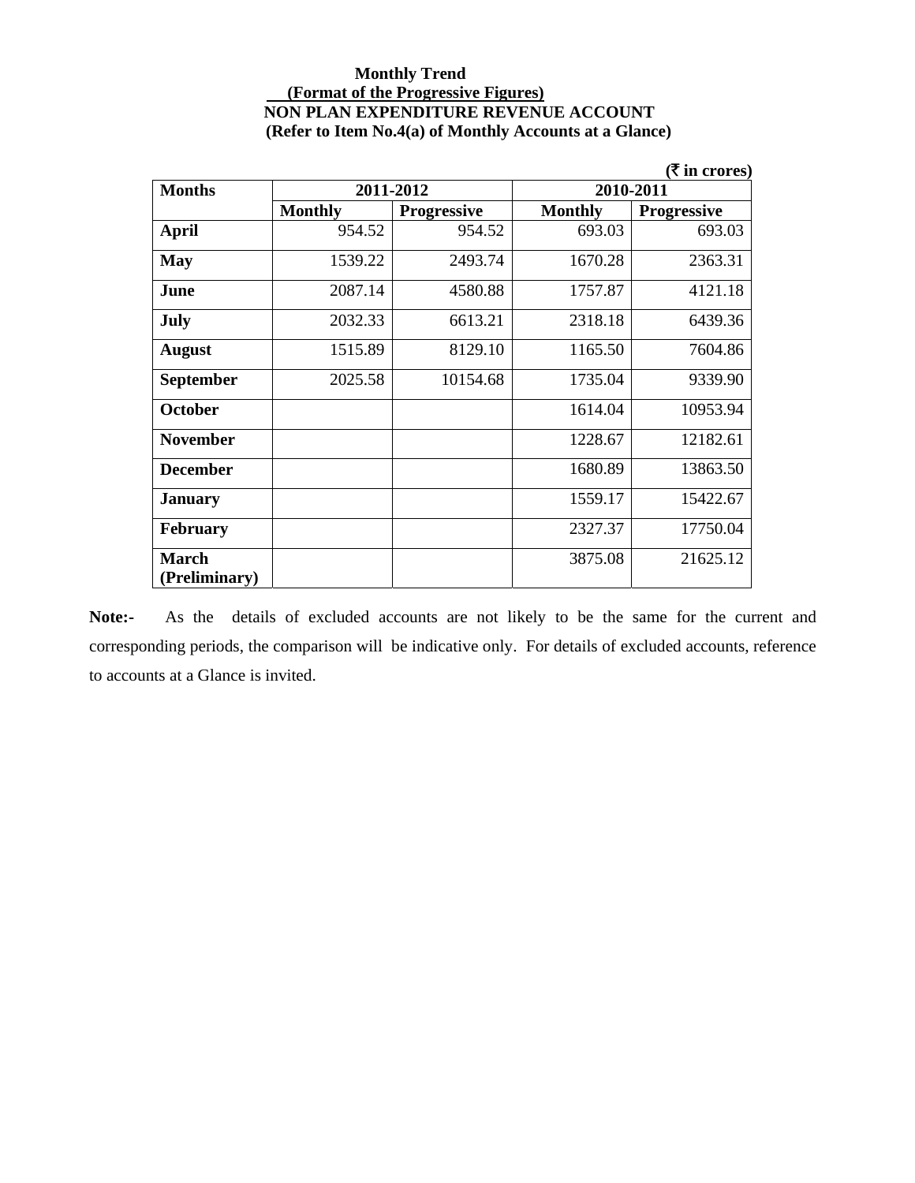**Monthly Trend**

**(Format of the Progressive Figures)**

**NON PLAN EXPENDITURE REVENUE ACCOUNT**

**(Refer to Item No.4(a) of Monthly Accounts at a Glance)**

**(₹ in crores)**

| Months | 2011-2012 | | 2010-2011 | |
|---|---|---|---|---|
| | Monthly | Progressive | Monthly | Progressive |
| **April** | 954.52 | 954.52 | 693.03 | 693.03 |
| **May** | 1539.22 | 2493.74 | 1670.28 | 2363.31 |
| **June** | 2087.14 | 4580.88 | 1757.87 | 4121.18 |
| **July** | 2032.33 | 6613.21 | 2318.18 | 6439.36 |
| **August** | 1515.89 | 8129.10 | 1165.50 | 7604.86 |
| **September** | 2025.58 | 10154.68 | 1735.04 | 9339.90 |
| **October** | | | 1614.04 | 10953.94 |
| **November** | | | 1228.67 | 12182.61 |
| **December** | | | 1680.89 | 13863.50 |
| **January** | | | 1559.17 | 15422.67 |
| **February** | | | 2327.37 | 17750.04 |
| **March (Preliminary)** | | | 3875.08 | 21625.12 |

**Note:-** As the details of excluded accounts are not likely to be the same for the current and corresponding periods, the comparison will be indicative only. For details of excluded accounts, reference to accounts at a Glance is invited.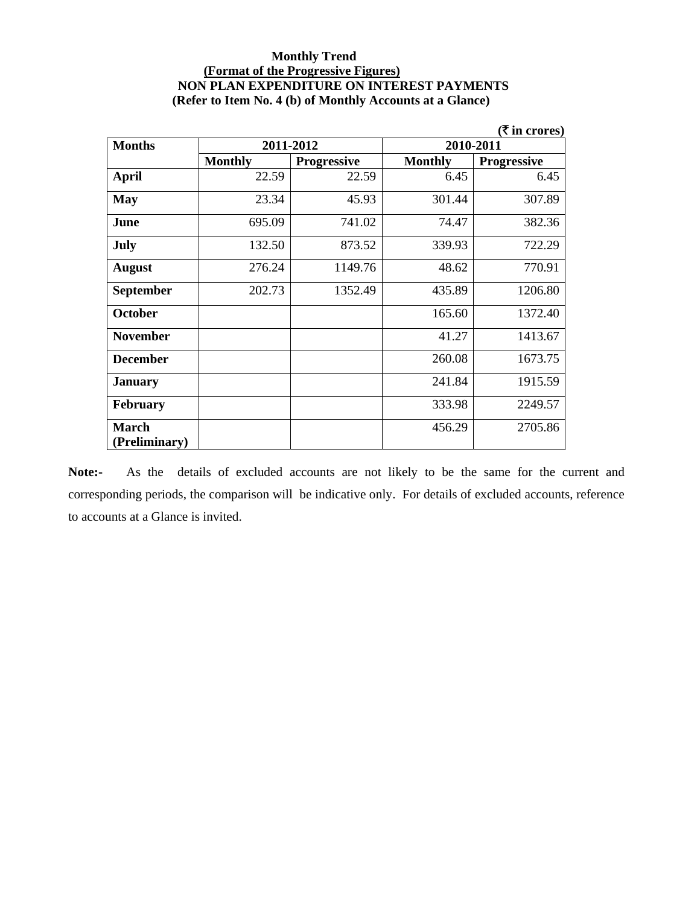**Monthly Trend**

**(Format of the Progressive Figures)**

**NON PLAN EXPENDITURE ON INTEREST PAYMENTS**

**(Refer to Item No. 4 (b) of Monthly Accounts at a Glance)**

**(₹ in crores)**

| Months | 2011-2012 | | 2010-2011 | |
|---|---|---|---|---|
| | Monthly | Progressive | Monthly | Progressive |
| **April** | 22.59 | 22.59 | 6.45 | 6.45 |
| **May** | 23.34 | 45.93 | 301.44 | 307.89 |
| **June** | 695.09 | 741.02 | 74.47 | 382.36 |
| **July** | 132.50 | 873.52 | 339.93 | 722.29 |
| **August** | 276.24 | 1149.76 | 48.62 | 770.91 |
| **September** | 202.73 | 1352.49 | 435.89 | 1206.80 |
| **October** | | | 165.60 | 1372.40 |
| **November** | | | 41.27 | 1413.67 |
| **December** | | | 260.08 | 1673.75 |
| **January** | | | 241.84 | 1915.59 |
| **February** | | | 333.98 | 2249.57 |
| **March (Preliminary)** | | | 456.29 | 2705.86 |

**Note:-** As the details of excluded accounts are not likely to be the same for the current and corresponding periods, the comparison will be indicative only. For details of excluded accounts, reference to accounts at a Glance is invited.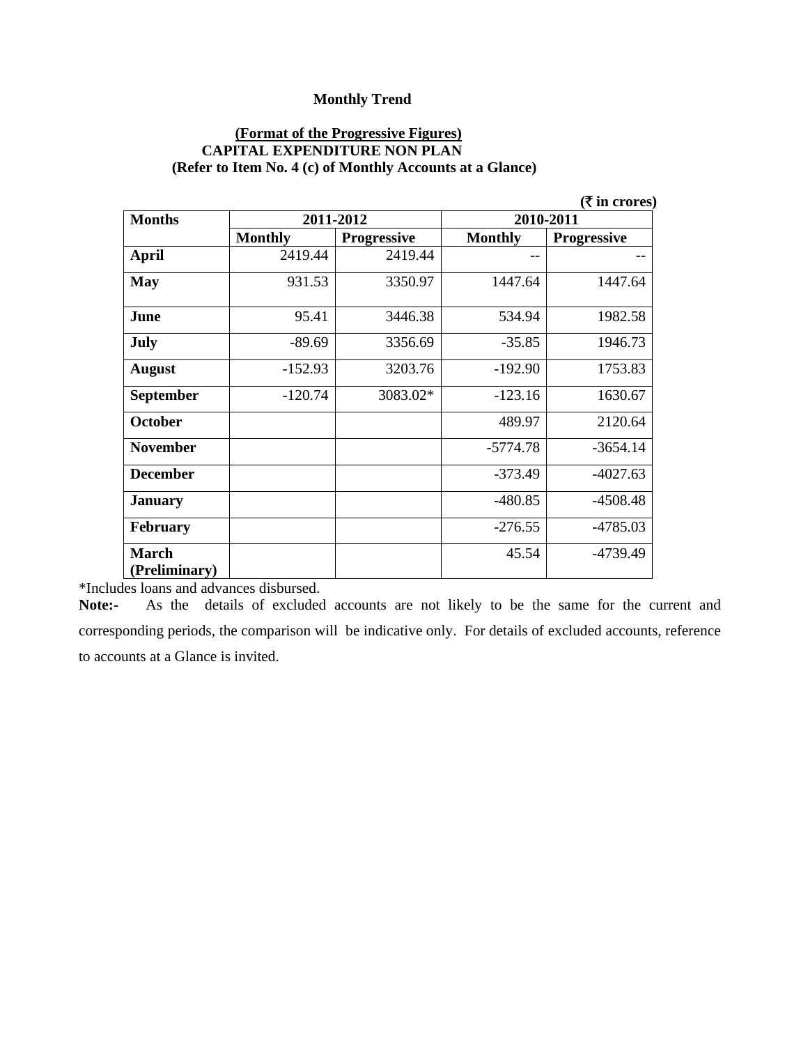**Monthly Trend**

**(Format of the Progressive Figures)**
**CAPITAL EXPENDITURE NON PLAN**
**(Refer to Item No. 4 (c) of Monthly Accounts at a Glance)**

**(₹ in crores)**

| Months | 2011-2012 | | 2010-2011 | |
|---|---|---|---|---|
| | Monthly | Progressive | Monthly | Progressive |
| April | 2419.44 | 2419.44 | -- | -- |
| May | 931.53 | 3350.97 | 1447.64 | 1447.64 |
| June | 95.41 | 3446.38 | 534.94 | 1982.58 |
| July | -89.69 | 3356.69 | -35.85 | 1946.73 |
| August | -152.93 | 3203.76 | -192.90 | 1753.83 |
| September | -120.74 | 3083.02* | -123.16 | 1630.67 |
| October | | | 489.97 | 2120.64 |
| November | | | -5774.78 | -3654.14 |
| December | | | -373.49 | -4027.63 |
| January | | | -480.85 | -4508.48 |
| February | | | -276.55 | -4785.03 |
| March (Preliminary) | | | 45.54 | -4739.49 |

*Includes loans and advances disbursed.

**Note:-** As the details of excluded accounts are not likely to be the same for the current and corresponding periods, the comparison will be indicative only. For details of excluded accounts, reference to accounts at a Glance is invited.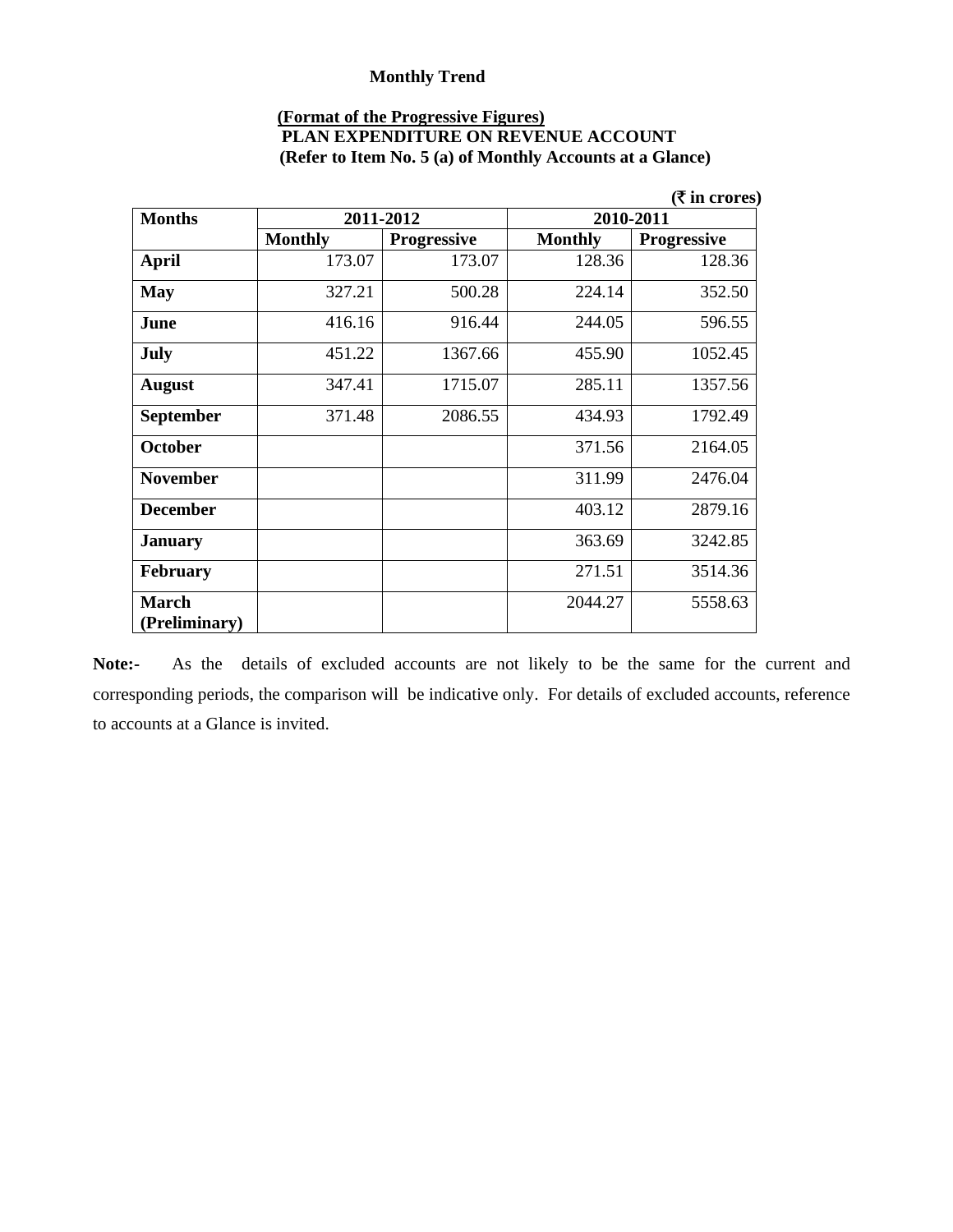**Monthly Trend**

**(Format of the Progressive Figures)**
**PLAN EXPENDITURE ON REVENUE ACCOUNT**
**(Refer to Item No. 5 (a) of Monthly Accounts at a Glance)**

**(₹ in crores)**

| Months | 2011-2012 | | 2010-2011 | |
|---|---|---|---|---|
| | Monthly | Progressive | Monthly | Progressive |
| April | 173.07 | 173.07 | 128.36 | 128.36 |
| May | 327.21 | 500.28 | 224.14 | 352.50 |
| June | 416.16 | 916.44 | 244.05 | 596.55 |
| July | 451.22 | 1367.66 | 455.90 | 1052.45 |
| August | 347.41 | 1715.07 | 285.11 | 1357.56 |
| September | 371.48 | 2086.55 | 434.93 | 1792.49 |
| October | | | 371.56 | 2164.05 |
| November | | | 311.99 | 2476.04 |
| December | | | 403.12 | 2879.16 |
| January | | | 363.69 | 3242.85 |
| February | | | 271.51 | 3514.36 |
| March (Preliminary) | | | 2044.27 | 5558.63 |

**Note:-** As the details of excluded accounts are not likely to be the same for the current and corresponding periods, the comparison will be indicative only. For details of excluded accounts, reference to accounts at a Glance is invited.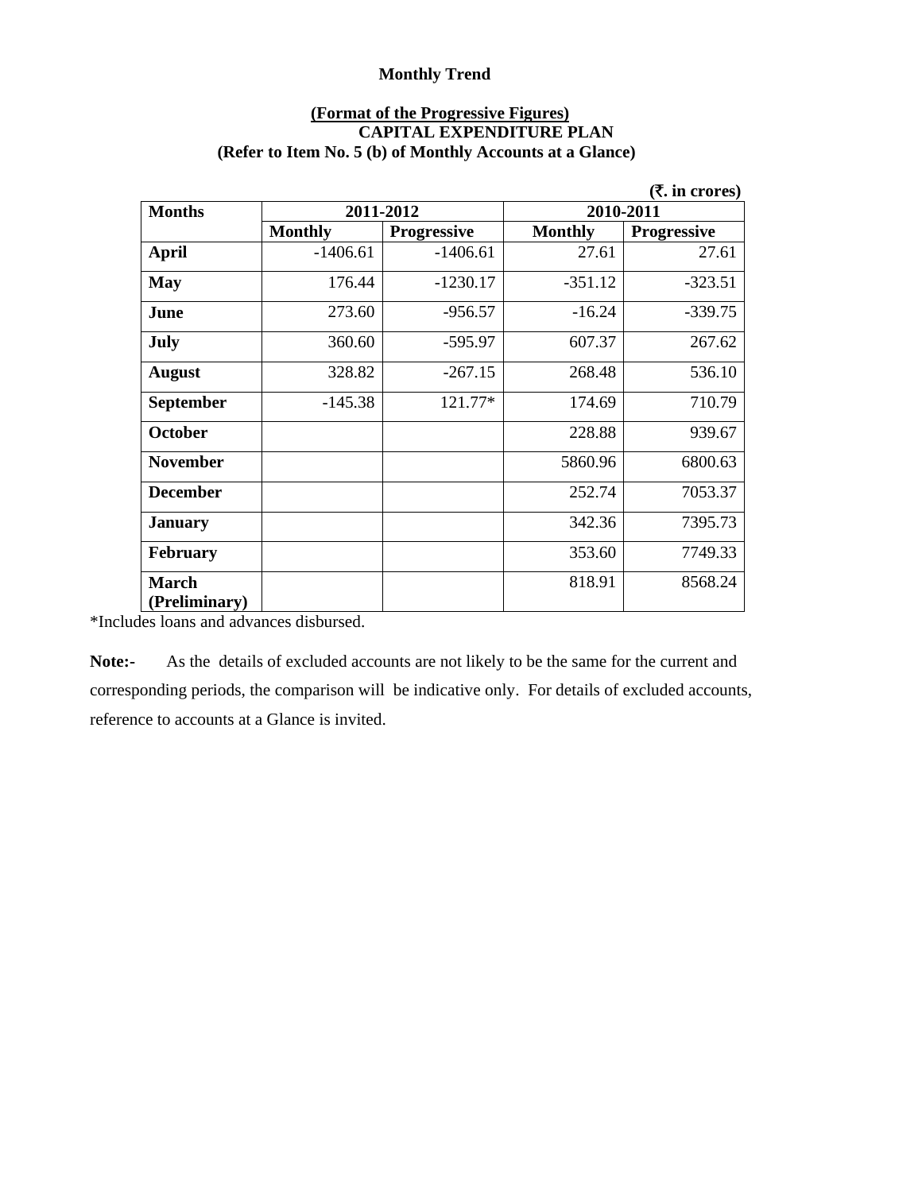**Monthly Trend**

**(Format of the Progressive Figures)**
**CAPITAL EXPENDITURE PLAN**
**(Refer to Item No. 5 (b) of Monthly Accounts at a Glance)**

**(₹. in crores)**

| Months | 2011-2012 | | 2010-2011 | |
|---|---|---|---|---|
| | Monthly | Progressive | Monthly | Progressive |
| **April** | -1406.61 | -1406.61 | 27.61 | 27.61 |
| **May** | 176.44 | -1230.17 | -351.12 | -323.51 |
| **June** | 273.60 | -956.57 | -16.24 | -339.75 |
| **July** | 360.60 | -595.97 | 607.37 | 267.62 |
| **August** | 328.82 | -267.15 | 268.48 | 536.10 |
| **September** | -145.38 | 121.77* | 174.69 | 710.79 |
| **October** | | | 228.88 | 939.67 |
| **November** | | | 5860.96 | 6800.63 |
| **December** | | | 252.74 | 7053.37 |
| **January** | | | 342.36 | 7395.73 |
| **February** | | | 353.60 | 7749.33 |
| **March (Preliminary)** | | | 818.91 | 8568.24 |

*Includes loans and advances disbursed.

**Note:-** As the details of excluded accounts are not likely to be the same for the current and corresponding periods, the comparison will be indicative only. For details of excluded accounts, reference to accounts at a Glance is invited.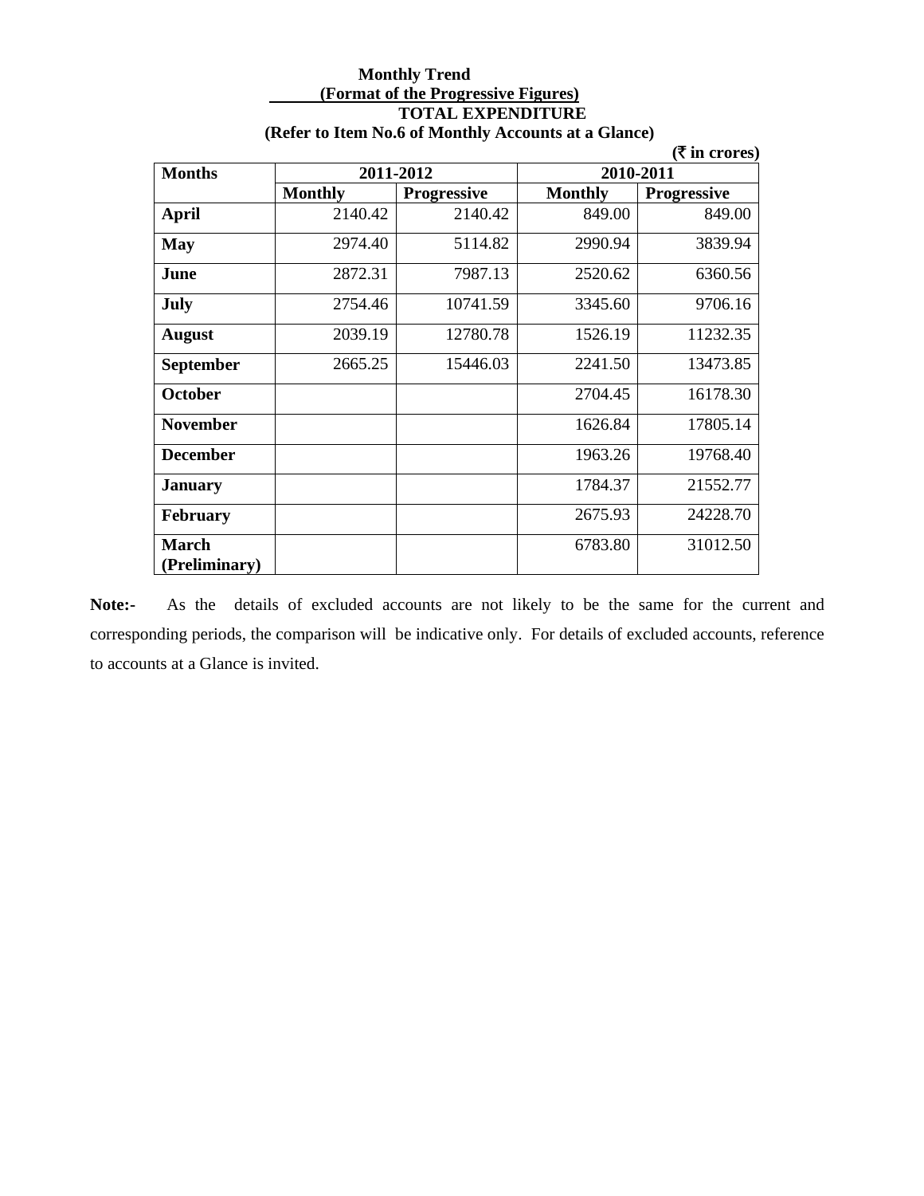**Monthly Trend**

**(Format of the Progressive Figures)**

**TOTAL EXPENDITURE**

**(Refer to Item No.6 of Monthly Accounts at a Glance)**

**(₹ in crores)**

| Months | 2011-2012 | | 2010-2011 | |
|---|---|---|---|---|
| | Monthly | Progressive | Monthly | Progressive |
| **April** | 2140.42 | 2140.42 | 849.00 | 849.00 |
| **May** | 2974.40 | 5114.82 | 2990.94 | 3839.94 |
| **June** | 2872.31 | 7987.13 | 2520.62 | 6360.56 |
| **July** | 2754.46 | 10741.59 | 3345.60 | 9706.16 |
| **August** | 2039.19 | 12780.78 | 1526.19 | 11232.35 |
| **September** | 2665.25 | 15446.03 | 2241.50 | 13473.85 |
| **October** | | | 2704.45 | 16178.30 |
| **November** | | | 1626.84 | 17805.14 |
| **December** | | | 1963.26 | 19768.40 |
| **January** | | | 1784.37 | 21552.77 |
| **February** | | | 2675.93 | 24228.70 |
| **March (Preliminary)** | | | 6783.80 | 31012.50 |

**Note:-** As the details of excluded accounts are not likely to be the same for the current and corresponding periods, the comparison will be indicative only. For details of excluded accounts, reference to accounts at a Glance is invited.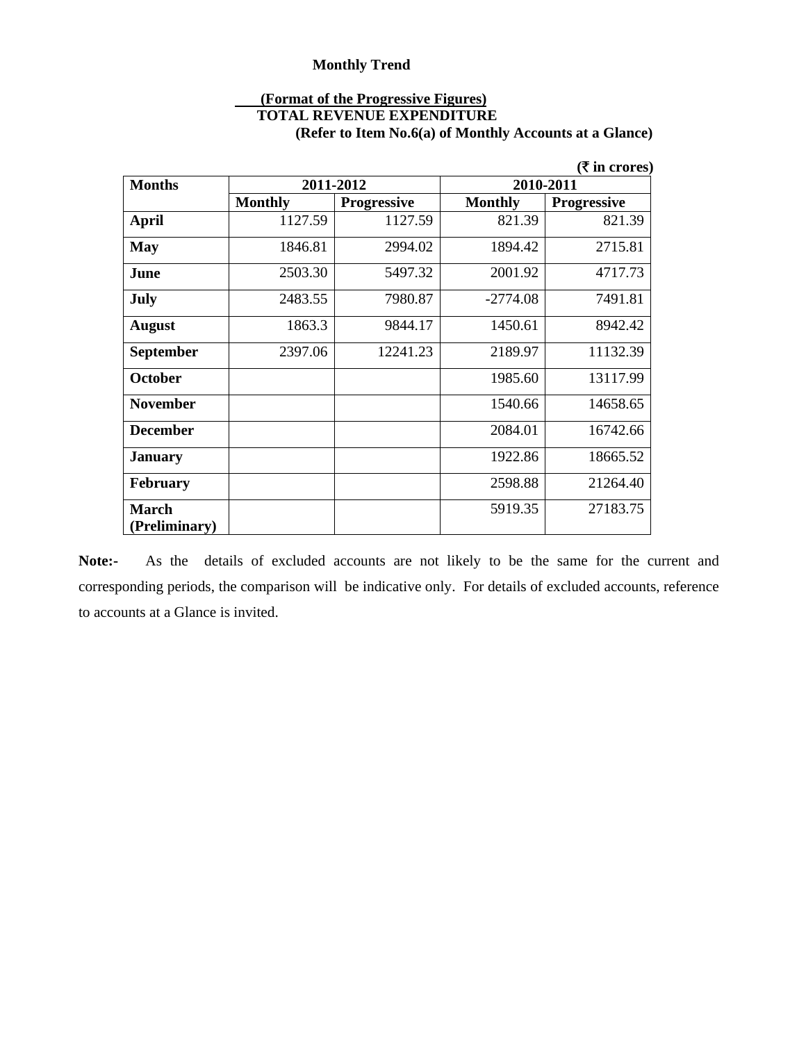**Monthly Trend**

**(Format of the Progressive Figures)**
**TOTAL REVENUE EXPENDITURE**
**(Refer to Item No.6(a) of Monthly Accounts at a Glance)**

**(₹ in crores)**

| Months | 2011-2012 | | 2010-2011 | |
|---|---|---|---|---|
| | Monthly | Progressive | Monthly | Progressive |
| **April** | 1127.59 | 1127.59 | 821.39 | 821.39 |
| **May** | 1846.81 | 2994.02 | 1894.42 | 2715.81 |
| **June** | 2503.30 | 5497.32 | 2001.92 | 4717.73 |
| **July** | 2483.55 | 7980.87 | -2774.08 | 7491.81 |
| **August** | 1863.3 | 9844.17 | 1450.61 | 8942.42 |
| **September** | 2397.06 | 12241.23 | 2189.97 | 11132.39 |
| **October** | | | 1985.60 | 13117.99 |
| **November** | | | 1540.66 | 14658.65 |
| **December** | | | 2084.01 | 16742.66 |
| **January** | | | 1922.86 | 18665.52 |
| **February** | | | 2598.88 | 21264.40 |
| **March (Preliminary)** | | | 5919.35 | 27183.75 |

**Note:-** As the details of excluded accounts are not likely to be the same for the current and corresponding periods, the comparison will be indicative only. For details of excluded accounts, reference to accounts at a Glance is invited.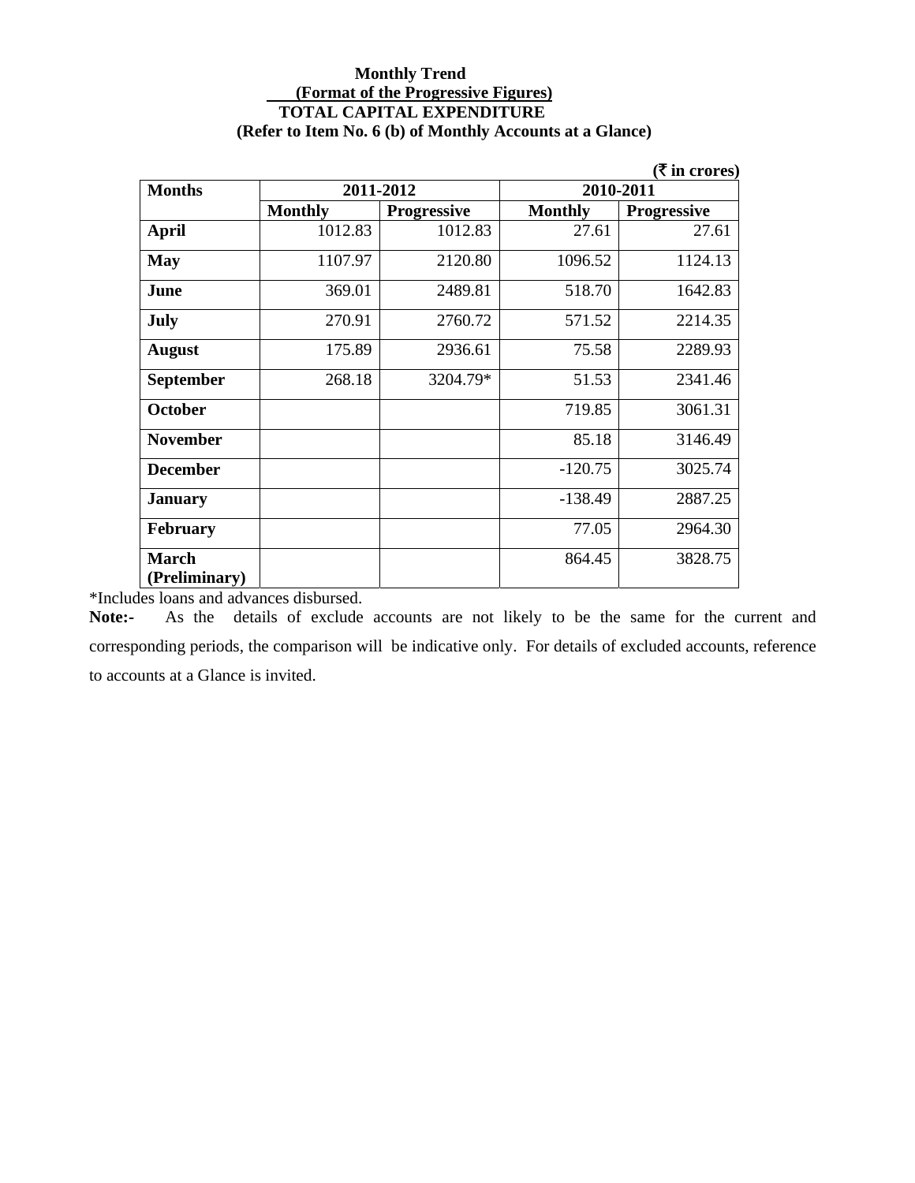**Monthly Trend**

**(Format of the Progressive Figures)**

**TOTAL CAPITAL EXPENDITURE**

**(Refer to Item No. 6 (b) of Monthly Accounts at a Glance)**

**(₹ in crores)**

| Months | 2011-2012 | | 2010-2011 | |
|---|---|---|---|---|
| | Monthly | Progressive | Monthly | Progressive |
| **April** | 1012.83 | 1012.83 | 27.61 | 27.61 |
| **May** | 1107.97 | 2120.80 | 1096.52 | 1124.13 |
| **June** | 369.01 | 2489.81 | 518.70 | 1642.83 |
| **July** | 270.91 | 2760.72 | 571.52 | 2214.35 |
| **August** | 175.89 | 2936.61 | 75.58 | 2289.93 |
| **September** | 268.18 | 3204.79* | 51.53 | 2341.46 |
| **October** | | | 719.85 | 3061.31 |
| **November** | | | 85.18 | 3146.49 |
| **December** | | | -120.75 | 3025.74 |
| **January** | | | -138.49 | 2887.25 |
| **February** | | | 77.05 | 2964.30 |
| **March (Preliminary)** | | | 864.45 | 3828.75 |

*Includes loans and advances disbursed.

**Note:-** As the details of exclude accounts are not likely to be the same for the current and corresponding periods, the comparison will be indicative only. For details of excluded accounts, reference to accounts at a Glance is invited.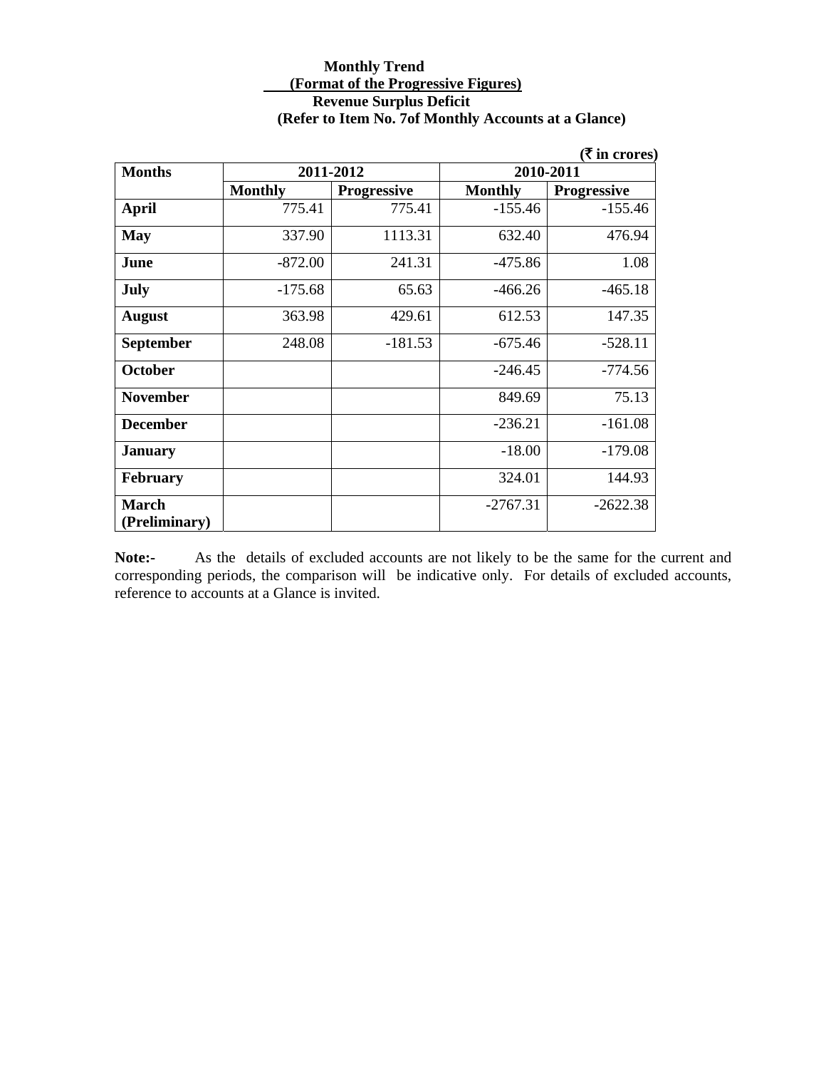**Monthly Trend**

**(Format of the Progressive Figures)**

**Revenue Surplus Deficit**

**(Refer to Item No. 7of Monthly Accounts at a Glance)**

**(₹ in crores)**

| Months | 2011-2012 | | 2010-2011 | |
|---|---|---|---|---|
| | Monthly | Progressive | Monthly | Progressive |
| **April** | 775.41 | 775.41 | -155.46 | -155.46 |
| **May** | 337.90 | 1113.31 | 632.40 | 476.94 |
| **June** | -872.00 | 241.31 | -475.86 | 1.08 |
| **July** | -175.68 | 65.63 | -466.26 | -465.18 |
| **August** | 363.98 | 429.61 | 612.53 | 147.35 |
| **September** | 248.08 | -181.53 | -675.46 | -528.11 |
| **October** | | | -246.45 | -774.56 |
| **November** | | | 849.69 | 75.13 |
| **December** | | | -236.21 | -161.08 |
| **January** | | | -18.00 | -179.08 |
| **February** | | | 324.01 | 144.93 |
| **March (Preliminary)** | | | -2767.31 | -2622.38 |

**Note:-** As the details of excluded accounts are not likely to be the same for the current and corresponding periods, the comparison will be indicative only. For details of excluded accounts, reference to accounts at a Glance is invited.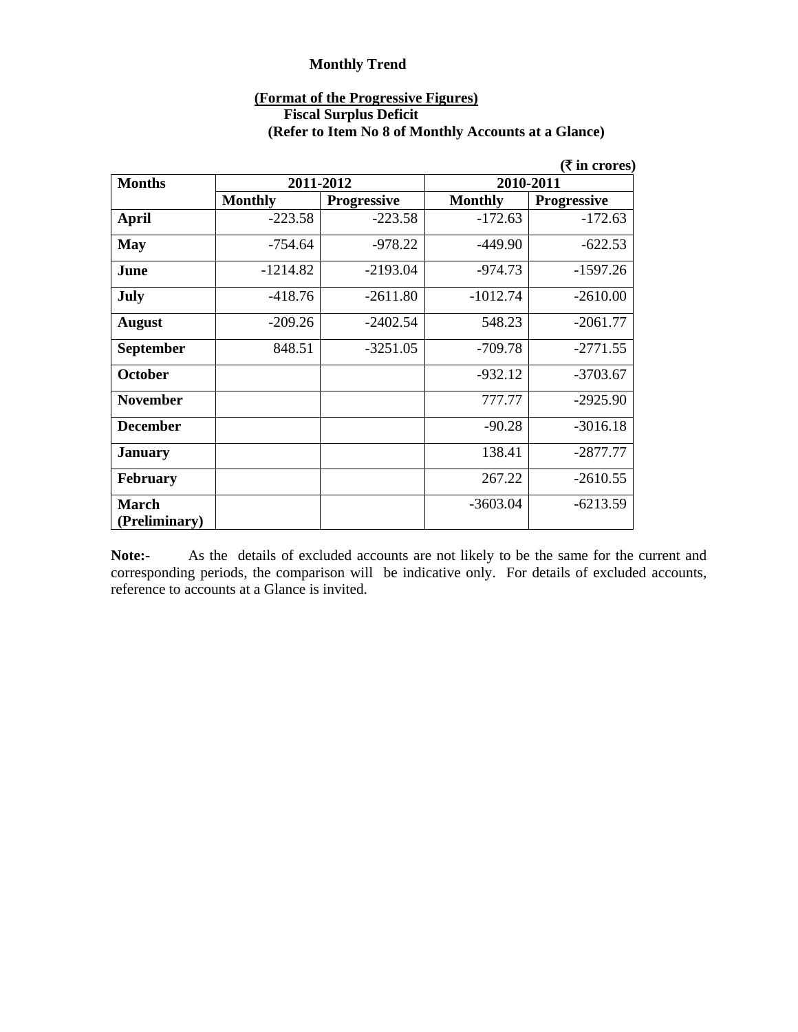**Monthly Trend**

**(Format of the Progressive Figures)**
**Fiscal Surplus Deficit**
**(Refer to Item No 8 of Monthly Accounts at a Glance)**

**(₹ in crores)**

| Months | 2011-2012 | | 2010-2011 | |
|---|---|---|---|---|
| | Monthly | Progressive | Monthly | Progressive |
| **April** | -223.58 | -223.58 | -172.63 | -172.63 |
| **May** | -754.64 | -978.22 | -449.90 | -622.53 |
| **June** | -1214.82 | -2193.04 | -974.73 | -1597.26 |
| **July** | -418.76 | -2611.80 | -1012.74 | -2610.00 |
| **August** | -209.26 | -2402.54 | 548.23 | -2061.77 |
| **September** | 848.51 | -3251.05 | -709.78 | -2771.55 |
| **October** | | | -932.12 | -3703.67 |
| **November** | | | 777.77 | -2925.90 |
| **December** | | | -90.28 | -3016.18 |
| **January** | | | 138.41 | -2877.77 |
| **February** | | | 267.22 | -2610.55 |
| **March (Preliminary)** | | | -3603.04 | -6213.59 |

**Note:-** As the details of excluded accounts are not likely to be the same for the current and corresponding periods, the comparison will be indicative only. For details of excluded accounts, reference to accounts at a Glance is invited.